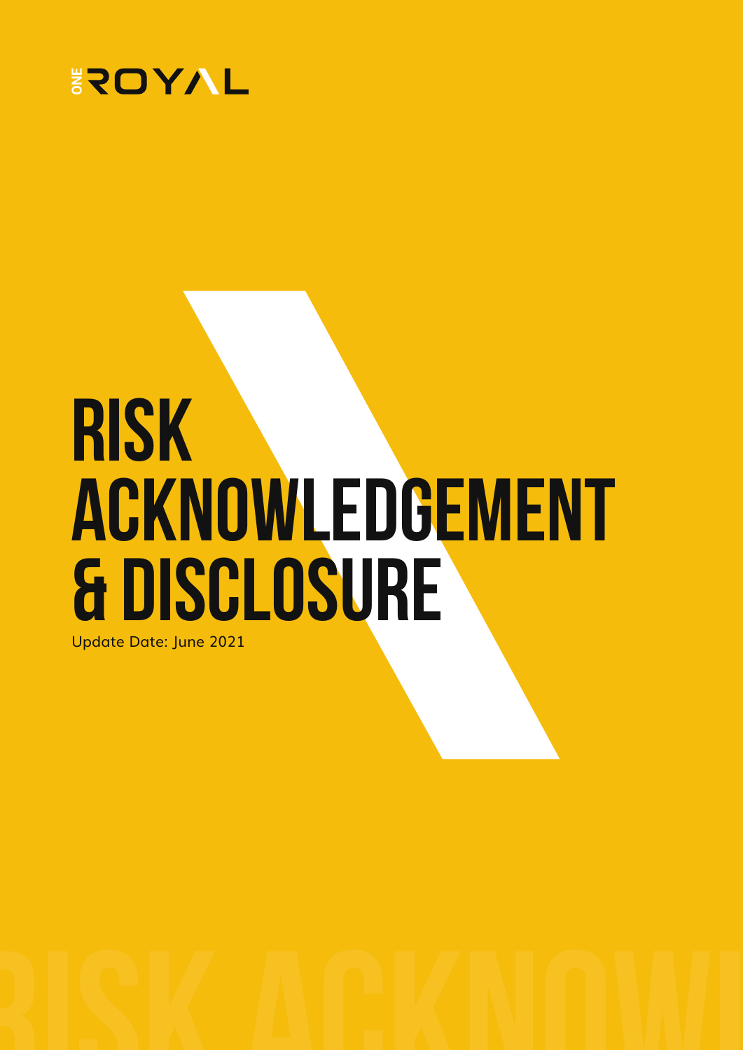ONE ROYAL

# RISK ACKNOWLEDGEMENT & DISCLOSURE

Update Date: June 2021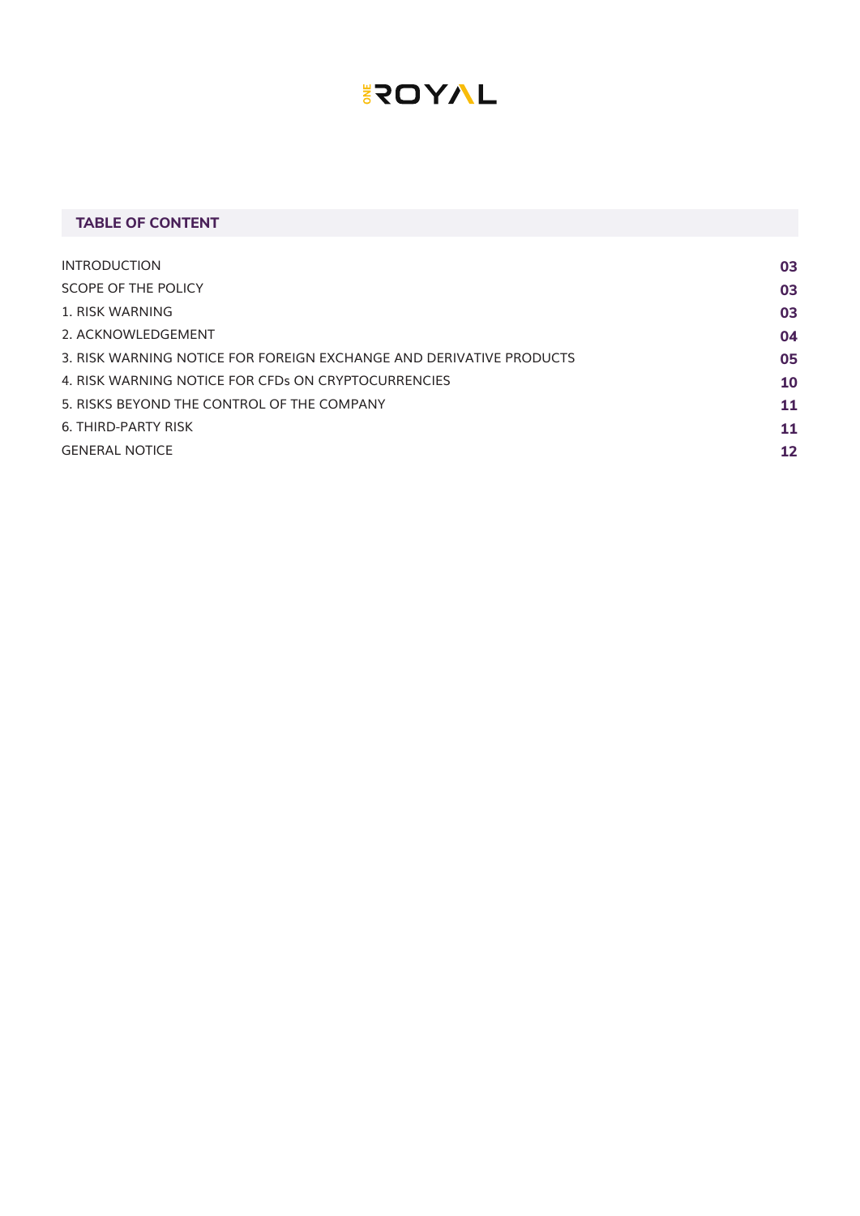ONE ROYAL

## TABLE OF CONTENT

| | |
|---|---|
| INTRODUCTION | 03 |
| SCOPE OF THE POLICY | 03 |
| 1. RISK WARNING | 03 |
| 2. ACKNOWLEDGEMENT | 04 |
| 3. RISK WARNING NOTICE FOR FOREIGN EXCHANGE AND DERIVATIVE PRODUCTS | 05 |
| 4. RISK WARNING NOTICE FOR CFDs ON CRYPTOCURRENCIES | 10 |
| 5. RISKS BEYOND THE CONTROL OF THE COMPANY | 11 |
| 6. THIRD-PARTY RISK | 11 |
| GENERAL NOTICE | 12 |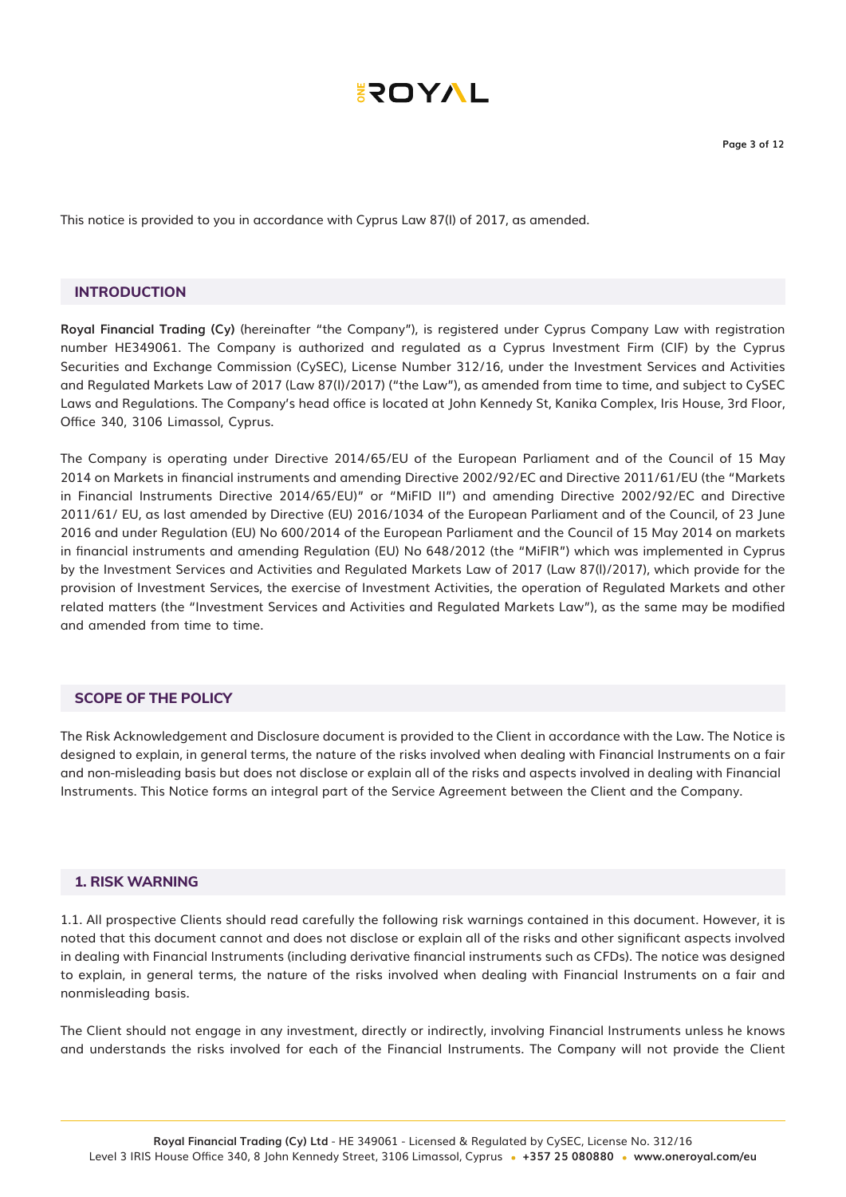This notice is provided to you in accordance with Cyprus Law 87(I) of 2017, as amended.

## INTRODUCTION

**Royal Financial Trading (Cy)** (hereinafter "the Company"), is registered under Cyprus Company Law with registration number HE349061. The Company is authorized and regulated as a Cyprus Investment Firm (CIF) by the Cyprus Securities and Exchange Commission (CySEC), License Number 312/16, under the Investment Services and Activities and Regulated Markets Law of 2017 (Law 87(I)/2017) ("the Law"), as amended from time to time, and subject to CySEC Laws and Regulations. The Company's head office is located at John Kennedy St, Kanika Complex, Iris House, 3rd Floor, Office 340, 3106 Limassol, Cyprus.

The Company is operating under Directive 2014/65/EU of the European Parliament and of the Council of 15 May 2014 on Markets in financial instruments and amending Directive 2002/92/EC and Directive 2011/61/EU (the "Markets in Financial Instruments Directive 2014/65/EU)" or "MiFID II") and amending Directive 2002/92/EC and Directive 2011/61/ EU, as last amended by Directive (EU) 2016/1034 of the European Parliament and of the Council, of 23 June 2016 and under Regulation (EU) No 600/2014 of the European Parliament and the Council of 15 May 2014 on markets in financial instruments and amending Regulation (EU) No 648/2012 (the "MiFIR") which was implemented in Cyprus by the Investment Services and Activities and Regulated Markets Law of 2017 (Law 87(I)/2017), which provide for the provision of Investment Services, the exercise of Investment Activities, the operation of Regulated Markets and other related matters (the "Investment Services and Activities and Regulated Markets Law"), as the same may be modified and amended from time to time.

## SCOPE OF THE POLICY

The Risk Acknowledgement and Disclosure document is provided to the Client in accordance with the Law. The Notice is designed to explain, in general terms, the nature of the risks involved when dealing with Financial Instruments on a fair and non-misleading basis but does not disclose or explain all of the risks and aspects involved in dealing with Financial Instruments. This Notice forms an integral part of the Service Agreement between the Client and the Company.

## 1. RISK WARNING

1.1. All prospective Clients should read carefully the following risk warnings contained in this document. However, it is noted that this document cannot and does not disclose or explain all of the risks and other significant aspects involved in dealing with Financial Instruments (including derivative financial instruments such as CFDs). The notice was designed to explain, in general terms, the nature of the risks involved when dealing with Financial Instruments on a fair and nonmisleading basis.

The Client should not engage in any investment, directly or indirectly, involving Financial Instruments unless he knows and understands the risks involved for each of the Financial Instruments. The Company will not provide the Client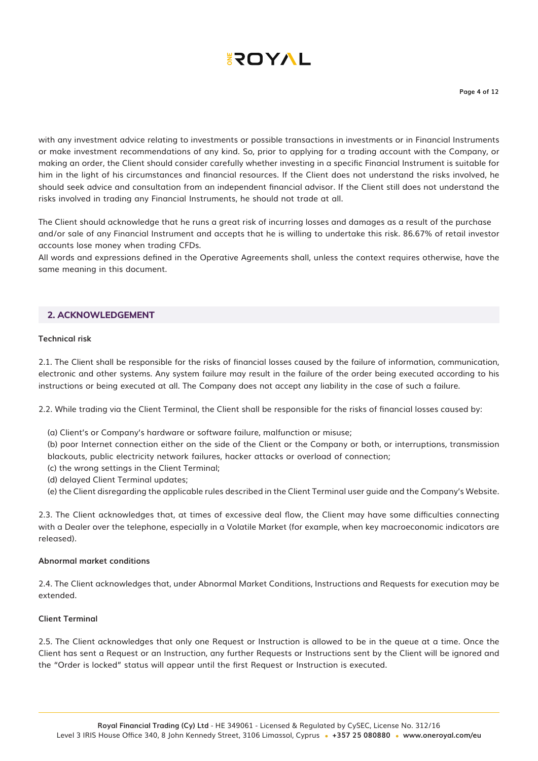with any investment advice relating to investments or possible transactions in investments or in Financial Instruments or make investment recommendations of any kind. So, prior to applying for a trading account with the Company, or making an order, the Client should consider carefully whether investing in a specific Financial Instrument is suitable for him in the light of his circumstances and financial resources. If the Client does not understand the risks involved, he should seek advice and consultation from an independent financial advisor. If the Client still does not understand the risks involved in trading any Financial Instruments, he should not trade at all.

The Client should acknowledge that he runs a great risk of incurring losses and damages as a result of the purchase and/or sale of any Financial Instrument and accepts that he is willing to undertake this risk. 86.67% of retail investor accounts lose money when trading CFDs.

All words and expressions defined in the Operative Agreements shall, unless the context requires otherwise, have the same meaning in this document.

## 2. ACKNOWLEDGEMENT

**Technical risk**

2.1. The Client shall be responsible for the risks of financial losses caused by the failure of information, communication, electronic and other systems. Any system failure may result in the failure of the order being executed according to his instructions or being executed at all. The Company does not accept any liability in the case of such a failure.

2.2. While trading via the Client Terminal, the Client shall be responsible for the risks of financial losses caused by:

(a) Client's or Company's hardware or software failure, malfunction or misuse;
(b) poor Internet connection either on the side of the Client or the Company or both, or interruptions, transmission blackouts, public electricity network failures, hacker attacks or overload of connection;
(c) the wrong settings in the Client Terminal;
(d) delayed Client Terminal updates;
(e) the Client disregarding the applicable rules described in the Client Terminal user guide and the Company's Website.

2.3. The Client acknowledges that, at times of excessive deal flow, the Client may have some difficulties connecting with a Dealer over the telephone, especially in a Volatile Market (for example, when key macroeconomic indicators are released).

**Abnormal market conditions**

2.4. The Client acknowledges that, under Abnormal Market Conditions, Instructions and Requests for execution may be extended.

**Client Terminal**

2.5. The Client acknowledges that only one Request or Instruction is allowed to be in the queue at a time. Once the Client has sent a Request or an Instruction, any further Requests or Instructions sent by the Client will be ignored and the "Order is locked" status will appear until the first Request or Instruction is executed.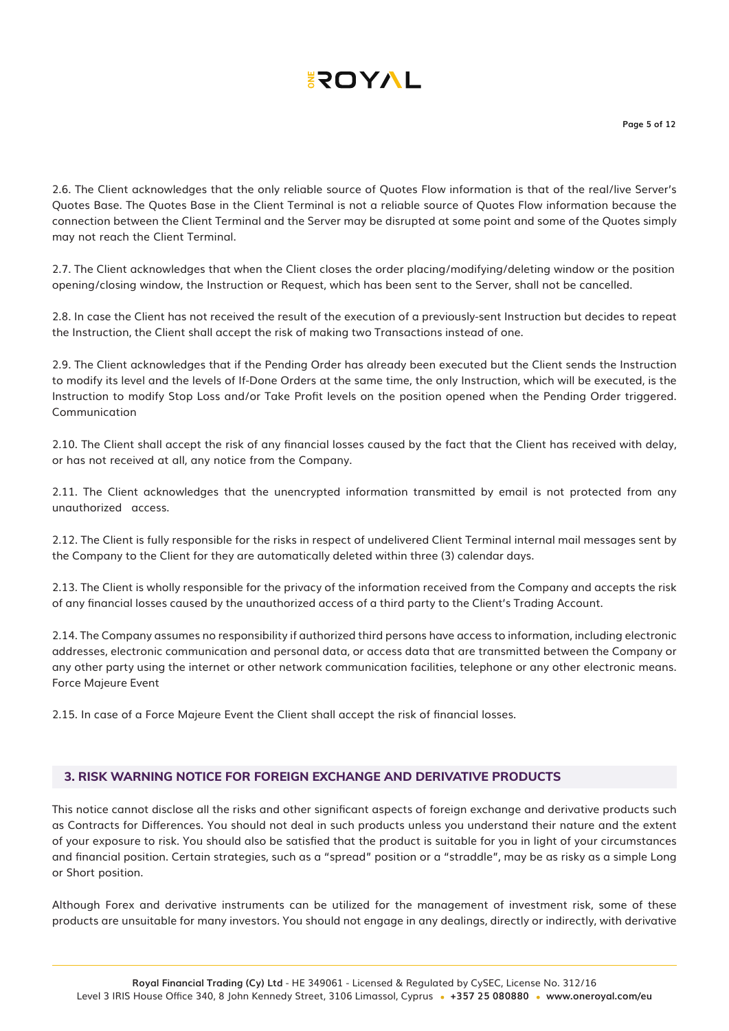2.6. The Client acknowledges that the only reliable source of Quotes Flow information is that of the real/live Server's Quotes Base. The Quotes Base in the Client Terminal is not a reliable source of Quotes Flow information because the connection between the Client Terminal and the Server may be disrupted at some point and some of the Quotes simply may not reach the Client Terminal.

2.7. The Client acknowledges that when the Client closes the order placing/modifying/deleting window or the position opening/closing window, the Instruction or Request, which has been sent to the Server, shall not be cancelled.

2.8. In case the Client has not received the result of the execution of a previously-sent Instruction but decides to repeat the Instruction, the Client shall accept the risk of making two Transactions instead of one.

2.9. The Client acknowledges that if the Pending Order has already been executed but the Client sends the Instruction to modify its level and the levels of If-Done Orders at the same time, the only Instruction, which will be executed, is the Instruction to modify Stop Loss and/or Take Profit levels on the position opened when the Pending Order triggered.

Communication

2.10. The Client shall accept the risk of any financial losses caused by the fact that the Client has received with delay, or has not received at all, any notice from the Company.

2.11. The Client acknowledges that the unencrypted information transmitted by email is not protected from any unauthorized access.

2.12. The Client is fully responsible for the risks in respect of undelivered Client Terminal internal mail messages sent by the Company to the Client for they are automatically deleted within three (3) calendar days.

2.13. The Client is wholly responsible for the privacy of the information received from the Company and accepts the risk of any financial losses caused by the unauthorized access of a third party to the Client's Trading Account.

2.14. The Company assumes no responsibility if authorized third persons have access to information, including electronic addresses, electronic communication and personal data, or access data that are transmitted between the Company or any other party using the internet or other network communication facilities, telephone or any other electronic means.

Force Majeure Event

2.15. In case of a Force Majeure Event the Client shall accept the risk of financial losses.

## 3. RISK WARNING NOTICE FOR FOREIGN EXCHANGE AND DERIVATIVE PRODUCTS

This notice cannot disclose all the risks and other significant aspects of foreign exchange and derivative products such as Contracts for Differences. You should not deal in such products unless you understand their nature and the extent of your exposure to risk. You should also be satisfied that the product is suitable for you in light of your circumstances and financial position. Certain strategies, such as a "spread" position or a "straddle", may be as risky as a simple Long or Short position.

Although Forex and derivative instruments can be utilized for the management of investment risk, some of these products are unsuitable for many investors. You should not engage in any dealings, directly or indirectly, with derivative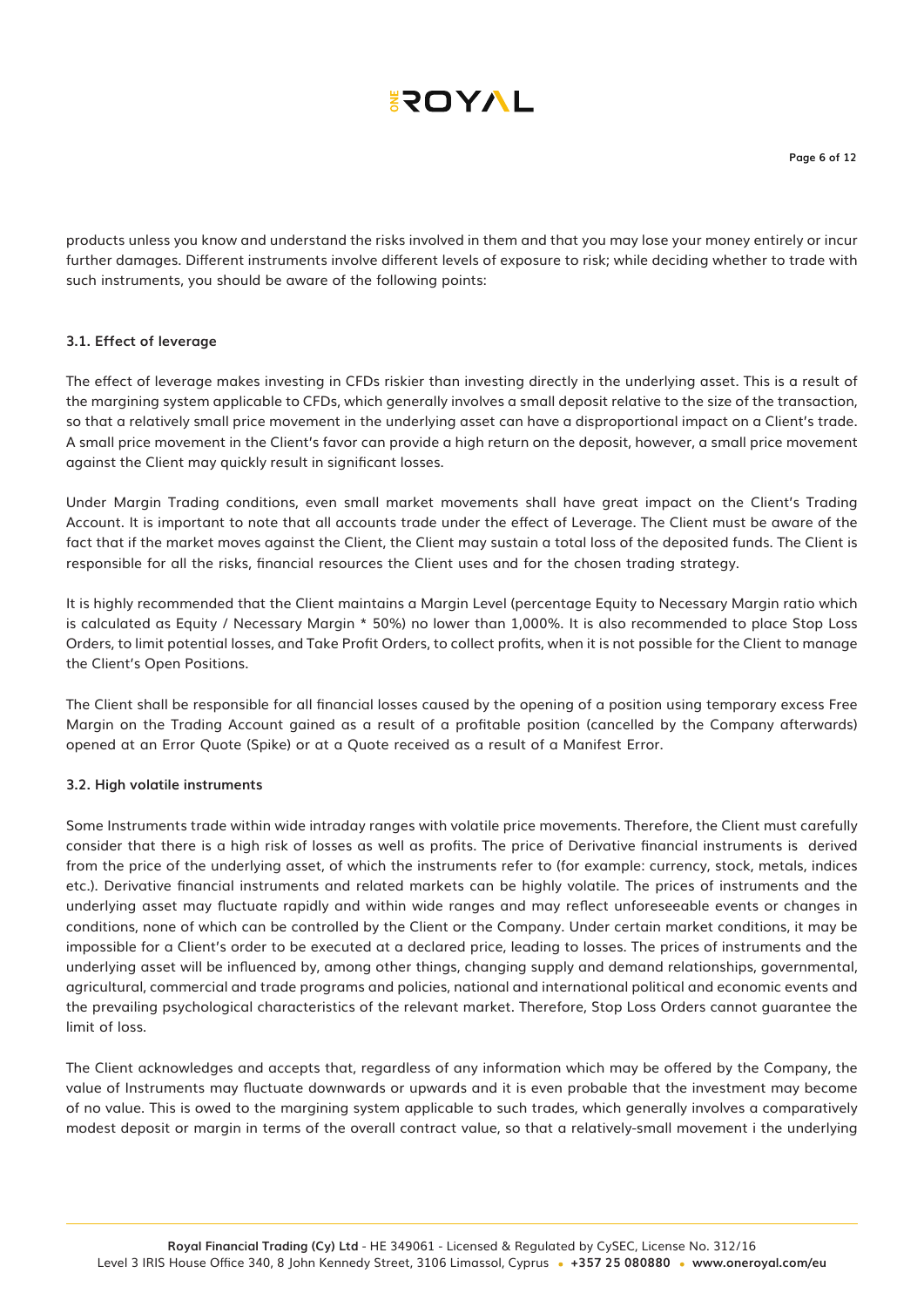products unless you know and understand the risks involved in them and that you may lose your money entirely or incur further damages. Different instruments involve different levels of exposure to risk; while deciding whether to trade with such instruments, you should be aware of the following points:

### 3.1. Effect of leverage

The effect of leverage makes investing in CFDs riskier than investing directly in the underlying asset. This is a result of the margining system applicable to CFDs, which generally involves a small deposit relative to the size of the transaction, so that a relatively small price movement in the underlying asset can have a disproportional impact on a Client's trade. A small price movement in the Client's favor can provide a high return on the deposit, however, a small price movement against the Client may quickly result in significant losses.

Under Margin Trading conditions, even small market movements shall have great impact on the Client's Trading Account. It is important to note that all accounts trade under the effect of Leverage. The Client must be aware of the fact that if the market moves against the Client, the Client may sustain a total loss of the deposited funds. The Client is responsible for all the risks, financial resources the Client uses and for the chosen trading strategy.

It is highly recommended that the Client maintains a Margin Level (percentage Equity to Necessary Margin ratio which is calculated as Equity / Necessary Margin * 50%) no lower than 1,000%. It is also recommended to place Stop Loss Orders, to limit potential losses, and Take Profit Orders, to collect profits, when it is not possible for the Client to manage the Client's Open Positions.

The Client shall be responsible for all financial losses caused by the opening of a position using temporary excess Free Margin on the Trading Account gained as a result of a profitable position (cancelled by the Company afterwards) opened at an Error Quote (Spike) or at a Quote received as a result of a Manifest Error.

### 3.2. High volatile instruments

Some Instruments trade within wide intraday ranges with volatile price movements. Therefore, the Client must carefully consider that there is a high risk of losses as well as profits. The price of Derivative financial instruments is derived from the price of the underlying asset, of which the instruments refer to (for example: currency, stock, metals, indices etc.). Derivative financial instruments and related markets can be highly volatile. The prices of instruments and the underlying asset may fluctuate rapidly and within wide ranges and may reflect unforeseeable events or changes in conditions, none of which can be controlled by the Client or the Company. Under certain market conditions, it may be impossible for a Client's order to be executed at a declared price, leading to losses. The prices of instruments and the underlying asset will be influenced by, among other things, changing supply and demand relationships, governmental, agricultural, commercial and trade programs and policies, national and international political and economic events and the prevailing psychological characteristics of the relevant market. Therefore, Stop Loss Orders cannot guarantee the limit of loss.

The Client acknowledges and accepts that, regardless of any information which may be offered by the Company, the value of Instruments may fluctuate downwards or upwards and it is even probable that the investment may become of no value. This is owed to the margining system applicable to such trades, which generally involves a comparatively modest deposit or margin in terms of the overall contract value, so that a relatively-small movement i the underlying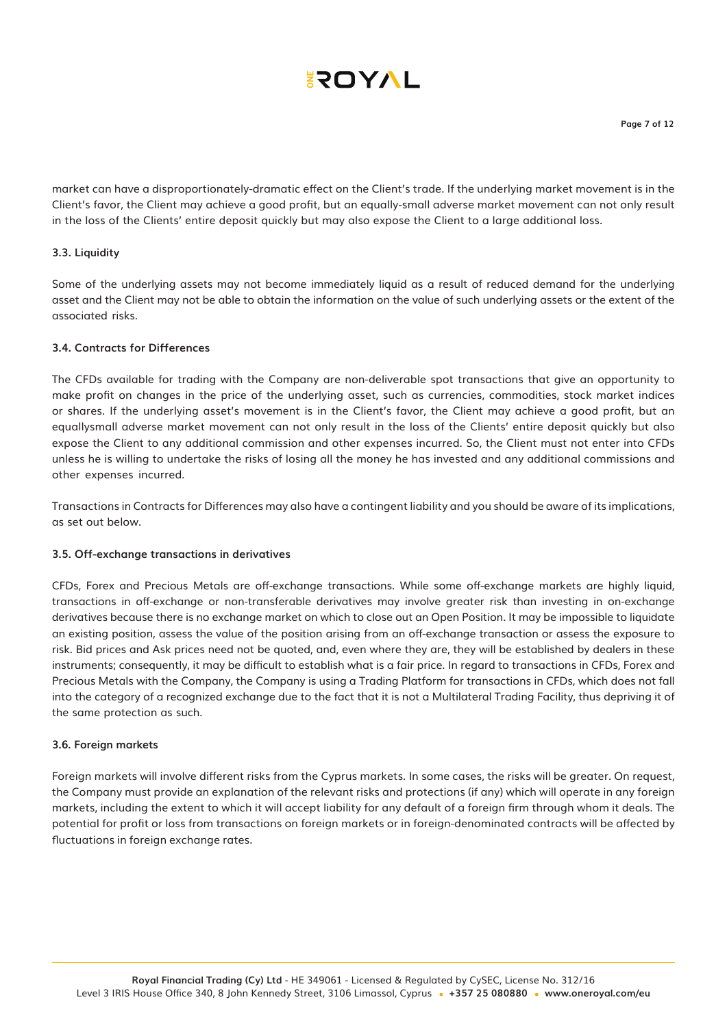market can have a disproportionately-dramatic effect on the Client's trade. If the underlying market movement is in the Client's favor, the Client may achieve a good profit, but an equally-small adverse market movement can not only result in the loss of the Clients' entire deposit quickly but may also expose the Client to a large additional loss.

### 3.3. Liquidity

Some of the underlying assets may not become immediately liquid as a result of reduced demand for the underlying asset and the Client may not be able to obtain the information on the value of such underlying assets or the extent of the associated risks.

### 3.4. Contracts for Differences

The CFDs available for trading with the Company are non-deliverable spot transactions that give an opportunity to make profit on changes in the price of the underlying asset, such as currencies, commodities, stock market indices or shares. If the underlying asset's movement is in the Client's favor, the Client may achieve a good profit, but an equallysmall adverse market movement can not only result in the loss of the Clients' entire deposit quickly but also expose the Client to any additional commission and other expenses incurred. So, the Client must not enter into CFDs unless he is willing to undertake the risks of losing all the money he has invested and any additional commissions and other expenses incurred.

Transactions in Contracts for Differences may also have a contingent liability and you should be aware of its implications, as set out below.

### 3.5. Off-exchange transactions in derivatives

CFDs, Forex and Precious Metals are off-exchange transactions. While some off-exchange markets are highly liquid, transactions in off-exchange or non-transferable derivatives may involve greater risk than investing in on-exchange derivatives because there is no exchange market on which to close out an Open Position. It may be impossible to liquidate an existing position, assess the value of the position arising from an off-exchange transaction or assess the exposure to risk. Bid prices and Ask prices need not be quoted, and, even where they are, they will be established by dealers in these instruments; consequently, it may be difficult to establish what is a fair price. In regard to transactions in CFDs, Forex and Precious Metals with the Company, the Company is using a Trading Platform for transactions in CFDs, which does not fall into the category of a recognized exchange due to the fact that it is not a Multilateral Trading Facility, thus depriving it of the same protection as such.

### 3.6. Foreign markets

Foreign markets will involve different risks from the Cyprus markets. In some cases, the risks will be greater. On request, the Company must provide an explanation of the relevant risks and protections (if any) which will operate in any foreign markets, including the extent to which it will accept liability for any default of a foreign firm through whom it deals. The potential for profit or loss from transactions on foreign markets or in foreign-denominated contracts will be affected by fluctuations in foreign exchange rates.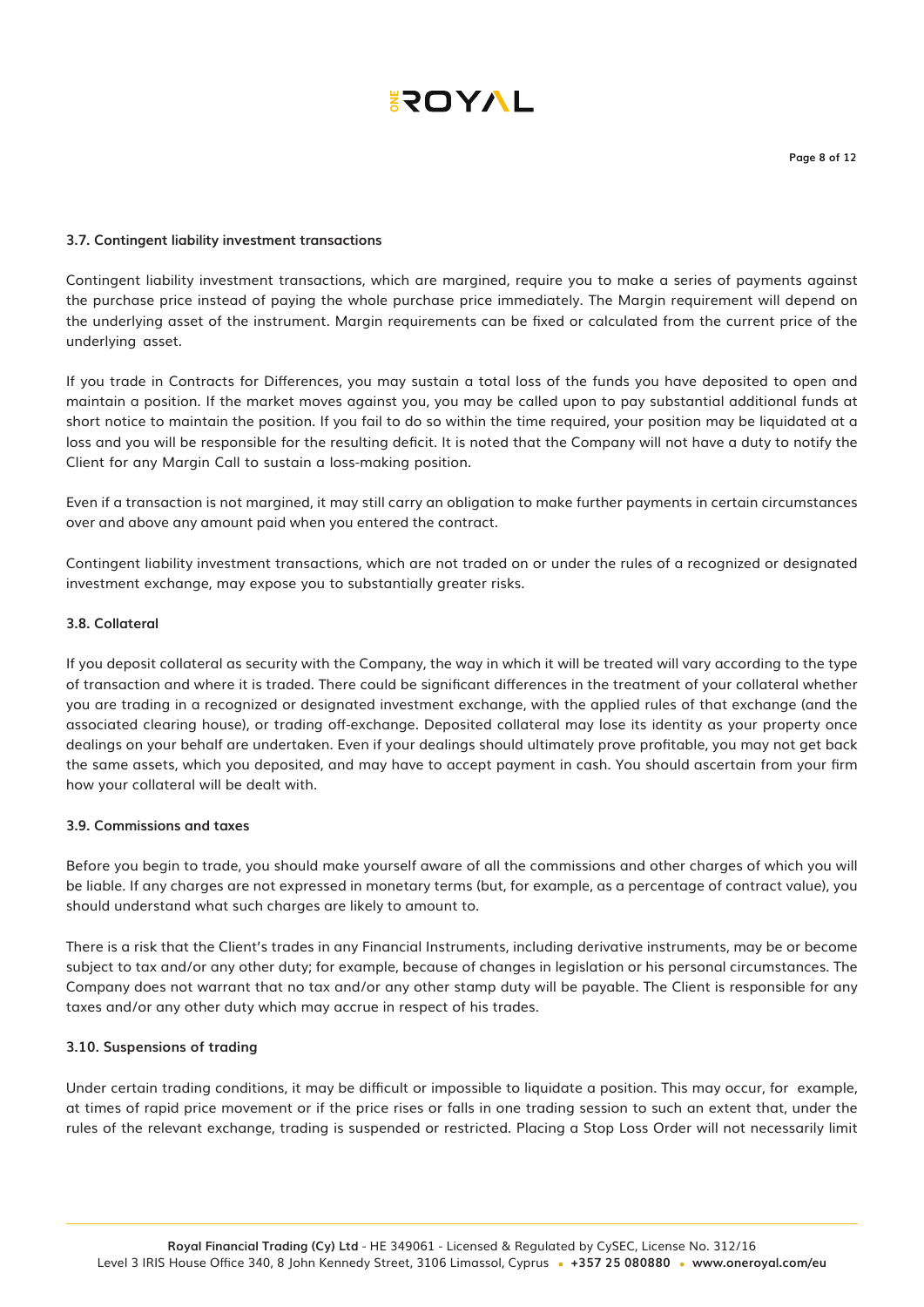### 3.7. Contingent liability investment transactions

Contingent liability investment transactions, which are margined, require you to make a series of payments against the purchase price instead of paying the whole purchase price immediately. The Margin requirement will depend on the underlying asset of the instrument. Margin requirements can be fixed or calculated from the current price of the underlying asset.

If you trade in Contracts for Differences, you may sustain a total loss of the funds you have deposited to open and maintain a position. If the market moves against you, you may be called upon to pay substantial additional funds at short notice to maintain the position. If you fail to do so within the time required, your position may be liquidated at a loss and you will be responsible for the resulting deficit. It is noted that the Company will not have a duty to notify the Client for any Margin Call to sustain a loss-making position.

Even if a transaction is not margined, it may still carry an obligation to make further payments in certain circumstances over and above any amount paid when you entered the contract.

Contingent liability investment transactions, which are not traded on or under the rules of a recognized or designated investment exchange, may expose you to substantially greater risks.

### 3.8. Collateral

If you deposit collateral as security with the Company, the way in which it will be treated will vary according to the type of transaction and where it is traded. There could be significant differences in the treatment of your collateral whether you are trading in a recognized or designated investment exchange, with the applied rules of that exchange (and the associated clearing house), or trading off-exchange. Deposited collateral may lose its identity as your property once dealings on your behalf are undertaken. Even if your dealings should ultimately prove profitable, you may not get back the same assets, which you deposited, and may have to accept payment in cash. You should ascertain from your firm how your collateral will be dealt with.

### 3.9. Commissions and taxes

Before you begin to trade, you should make yourself aware of all the commissions and other charges of which you will be liable. If any charges are not expressed in monetary terms (but, for example, as a percentage of contract value), you should understand what such charges are likely to amount to.

There is a risk that the Client's trades in any Financial Instruments, including derivative instruments, may be or become subject to tax and/or any other duty; for example, because of changes in legislation or his personal circumstances. The Company does not warrant that no tax and/or any other stamp duty will be payable. The Client is responsible for any taxes and/or any other duty which may accrue in respect of his trades.

### 3.10. Suspensions of trading

Under certain trading conditions, it may be difficult or impossible to liquidate a position. This may occur, for example, at times of rapid price movement or if the price rises or falls in one trading session to such an extent that, under the rules of the relevant exchange, trading is suspended or restricted. Placing a Stop Loss Order will not necessarily limit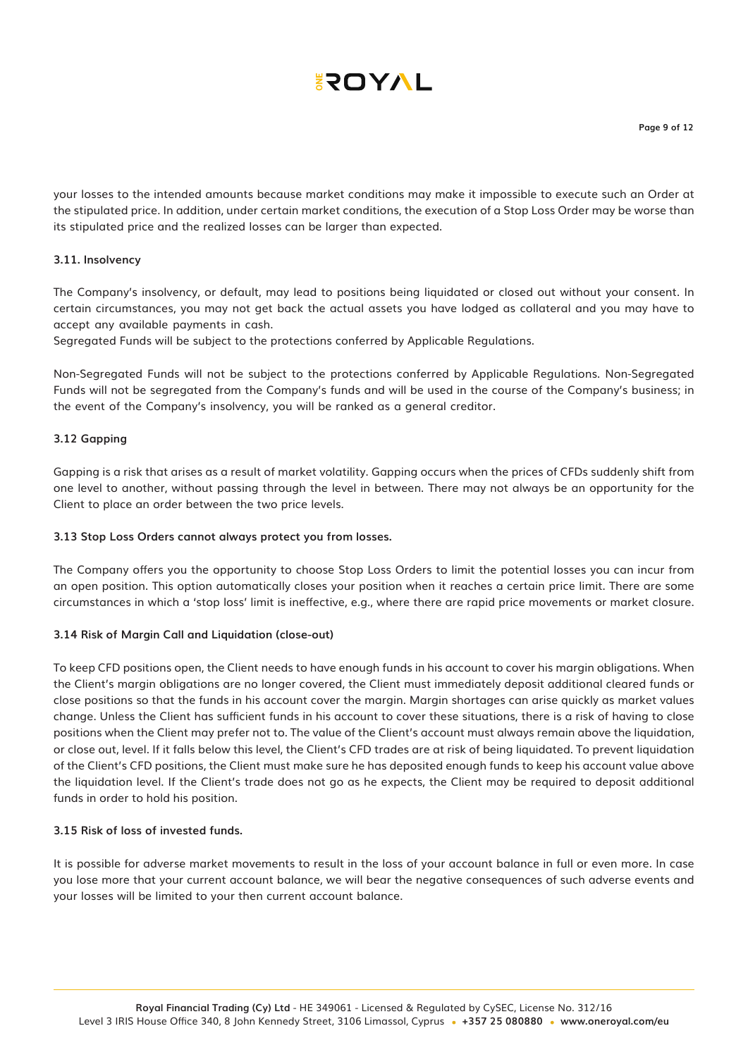your losses to the intended amounts because market conditions may make it impossible to execute such an Order at the stipulated price. In addition, under certain market conditions, the execution of a Stop Loss Order may be worse than its stipulated price and the realized losses can be larger than expected.

**3.11. Insolvency**

The Company's insolvency, or default, may lead to positions being liquidated or closed out without your consent. In certain circumstances, you may not get back the actual assets you have lodged as collateral and you may have to accept any available payments in cash.
Segregated Funds will be subject to the protections conferred by Applicable Regulations.

Non-Segregated Funds will not be subject to the protections conferred by Applicable Regulations. Non-Segregated Funds will not be segregated from the Company's funds and will be used in the course of the Company's business; in the event of the Company's insolvency, you will be ranked as a general creditor.

**3.12 Gapping**

Gapping is a risk that arises as a result of market volatility. Gapping occurs when the prices of CFDs suddenly shift from one level to another, without passing through the level in between. There may not always be an opportunity for the Client to place an order between the two price levels.

**3.13 Stop Loss Orders cannot always protect you from losses.**

The Company offers you the opportunity to choose Stop Loss Orders to limit the potential losses you can incur from an open position. This option automatically closes your position when it reaches a certain price limit. There are some circumstances in which a 'stop loss' limit is ineffective, e.g., where there are rapid price movements or market closure.

**3.14 Risk of Margin Call and Liquidation (close-out)**

To keep CFD positions open, the Client needs to have enough funds in his account to cover his margin obligations. When the Client's margin obligations are no longer covered, the Client must immediately deposit additional cleared funds or close positions so that the funds in his account cover the margin. Margin shortages can arise quickly as market values change. Unless the Client has sufficient funds in his account to cover these situations, there is a risk of having to close positions when the Client may prefer not to. The value of the Client's account must always remain above the liquidation, or close out, level. If it falls below this level, the Client's CFD trades are at risk of being liquidated. To prevent liquidation of the Client's CFD positions, the Client must make sure he has deposited enough funds to keep his account value above the liquidation level. If the Client's trade does not go as he expects, the Client may be required to deposit additional funds in order to hold his position.

**3.15 Risk of loss of invested funds.**

It is possible for adverse market movements to result in the loss of your account balance in full or even more. In case you lose more that your current account balance, we will bear the negative consequences of such adverse events and your losses will be limited to your then current account balance.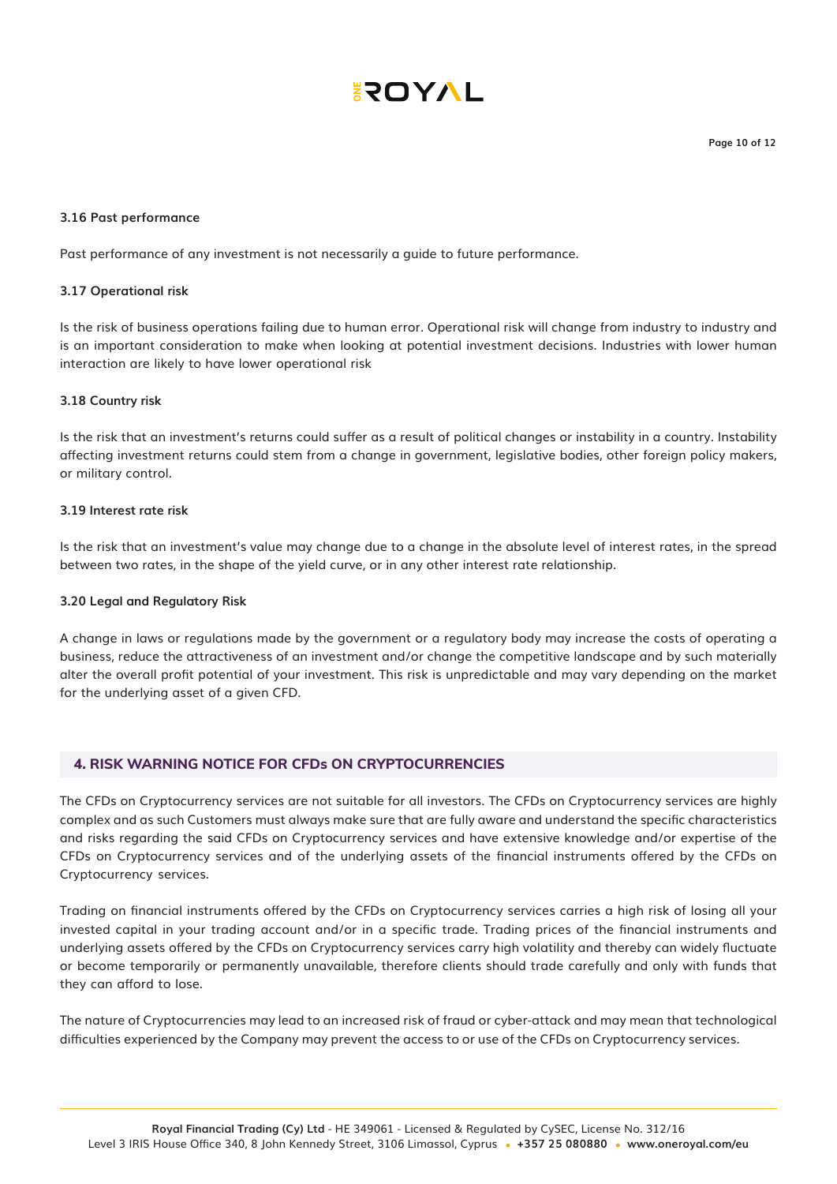### 3.16 Past performance

Past performance of any investment is not necessarily a guide to future performance.

### 3.17 Operational risk

Is the risk of business operations failing due to human error. Operational risk will change from industry to industry and is an important consideration to make when looking at potential investment decisions. Industries with lower human interaction are likely to have lower operational risk

### 3.18 Country risk

Is the risk that an investment's returns could suffer as a result of political changes or instability in a country. Instability affecting investment returns could stem from a change in government, legislative bodies, other foreign policy makers, or military control.

### 3.19 Interest rate risk

Is the risk that an investment's value may change due to a change in the absolute level of interest rates, in the spread between two rates, in the shape of the yield curve, or in any other interest rate relationship.

### 3.20 Legal and Regulatory Risk

A change in laws or regulations made by the government or a regulatory body may increase the costs of operating a business, reduce the attractiveness of an investment and/or change the competitive landscape and by such materially alter the overall profit potential of your investment. This risk is unpredictable and may vary depending on the market for the underlying asset of a given CFD.

## 4. RISK WARNING NOTICE FOR CFDs ON CRYPTOCURRENCIES

The CFDs on Cryptocurrency services are not suitable for all investors. The CFDs on Cryptocurrency services are highly complex and as such Customers must always make sure that are fully aware and understand the specific characteristics and risks regarding the said CFDs on Cryptocurrency services and have extensive knowledge and/or expertise of the CFDs on Cryptocurrency services and of the underlying assets of the financial instruments offered by the CFDs on Cryptocurrency services.

Trading on financial instruments offered by the CFDs on Cryptocurrency services carries a high risk of losing all your invested capital in your trading account and/or in a specific trade. Trading prices of the financial instruments and underlying assets offered by the CFDs on Cryptocurrency services carry high volatility and thereby can widely fluctuate or become temporarily or permanently unavailable, therefore clients should trade carefully and only with funds that they can afford to lose.

The nature of Cryptocurrencies may lead to an increased risk of fraud or cyber-attack and may mean that technological difficulties experienced by the Company may prevent the access to or use of the CFDs on Cryptocurrency services.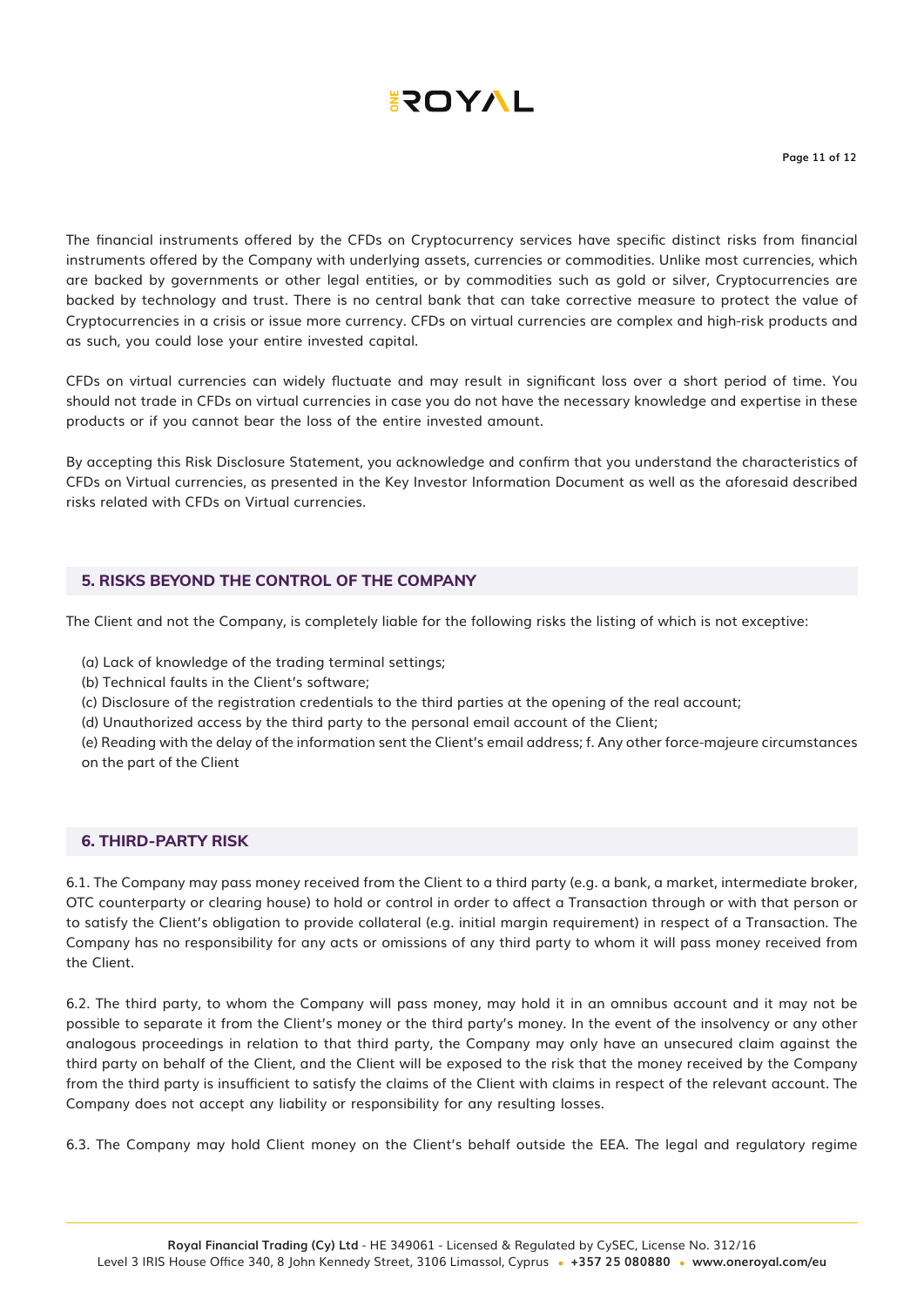The financial instruments offered by the CFDs on Cryptocurrency services have specific distinct risks from financial instruments offered by the Company with underlying assets, currencies or commodities. Unlike most currencies, which are backed by governments or other legal entities, or by commodities such as gold or silver, Cryptocurrencies are backed by technology and trust. There is no central bank that can take corrective measure to protect the value of Cryptocurrencies in a crisis or issue more currency. CFDs on virtual currencies are complex and high-risk products and as such, you could lose your entire invested capital.

CFDs on virtual currencies can widely fluctuate and may result in significant loss over a short period of time. You should not trade in CFDs on virtual currencies in case you do not have the necessary knowledge and expertise in these products or if you cannot bear the loss of the entire invested amount.

By accepting this Risk Disclosure Statement, you acknowledge and confirm that you understand the characteristics of CFDs on Virtual currencies, as presented in the Key Investor Information Document as well as the aforesaid described risks related with CFDs on Virtual currencies.

## 5. RISKS BEYOND THE CONTROL OF THE COMPANY

The Client and not the Company, is completely liable for the following risks the listing of which is not exceptive:

(a) Lack of knowledge of the trading terminal settings;
(b) Technical faults in the Client's software;
(c) Disclosure of the registration credentials to the third parties at the opening of the real account;
(d) Unauthorized access by the third party to the personal email account of the Client;
(e) Reading with the delay of the information sent the Client's email address; f. Any other force-majeure circumstances on the part of the Client

## 6. THIRD-PARTY RISK

6.1. The Company may pass money received from the Client to a third party (e.g. a bank, a market, intermediate broker, OTC counterparty or clearing house) to hold or control in order to affect a Transaction through or with that person or to satisfy the Client's obligation to provide collateral (e.g. initial margin requirement) in respect of a Transaction. The Company has no responsibility for any acts or omissions of any third party to whom it will pass money received from the Client.

6.2. The third party, to whom the Company will pass money, may hold it in an omnibus account and it may not be possible to separate it from the Client's money or the third party's money. In the event of the insolvency or any other analogous proceedings in relation to that third party, the Company may only have an unsecured claim against the third party on behalf of the Client, and the Client will be exposed to the risk that the money received by the Company from the third party is insufficient to satisfy the claims of the Client with claims in respect of the relevant account. The Company does not accept any liability or responsibility for any resulting losses.

6.3. The Company may hold Client money on the Client's behalf outside the EEA. The legal and regulatory regime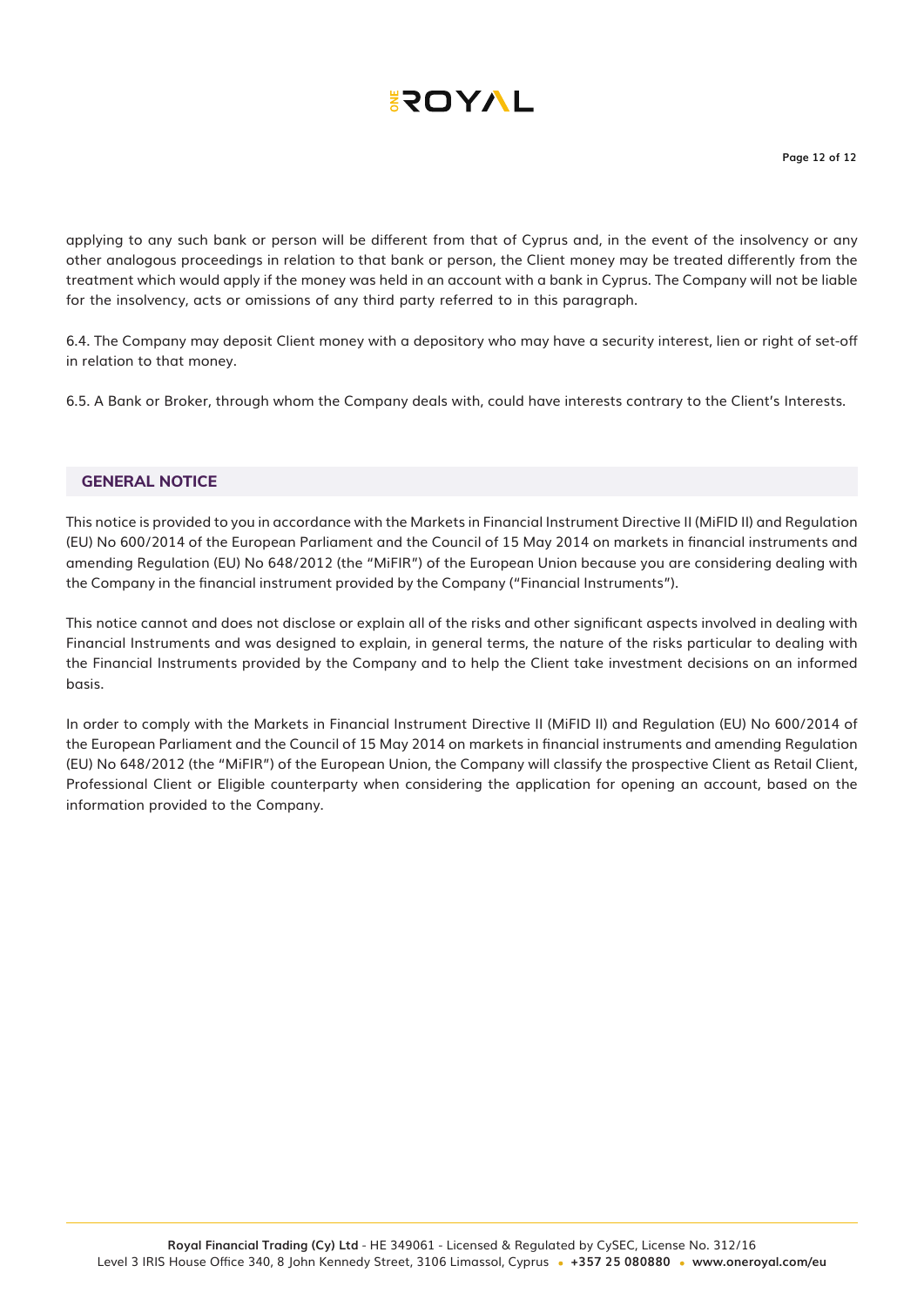applying to any such bank or person will be different from that of Cyprus and, in the event of the insolvency or any other analogous proceedings in relation to that bank or person, the Client money may be treated differently from the treatment which would apply if the money was held in an account with a bank in Cyprus. The Company will not be liable for the insolvency, acts or omissions of any third party referred to in this paragraph.

6.4. The Company may deposit Client money with a depository who may have a security interest, lien or right of set-off in relation to that money.

6.5. A Bank or Broker, through whom the Company deals with, could have interests contrary to the Client's Interests.

## GENERAL NOTICE

This notice is provided to you in accordance with the Markets in Financial Instrument Directive II (MiFID II) and Regulation (EU) No 600/2014 of the European Parliament and the Council of 15 May 2014 on markets in financial instruments and amending Regulation (EU) No 648/2012 (the "MiFIR") of the European Union because you are considering dealing with the Company in the financial instrument provided by the Company ("Financial Instruments").

This notice cannot and does not disclose or explain all of the risks and other significant aspects involved in dealing with Financial Instruments and was designed to explain, in general terms, the nature of the risks particular to dealing with the Financial Instruments provided by the Company and to help the Client take investment decisions on an informed basis.

In order to comply with the Markets in Financial Instrument Directive II (MiFID II) and Regulation (EU) No 600/2014 of the European Parliament and the Council of 15 May 2014 on markets in financial instruments and amending Regulation (EU) No 648/2012 (the "MiFIR") of the European Union, the Company will classify the prospective Client as Retail Client, Professional Client or Eligible counterparty when considering the application for opening an account, based on the information provided to the Company.